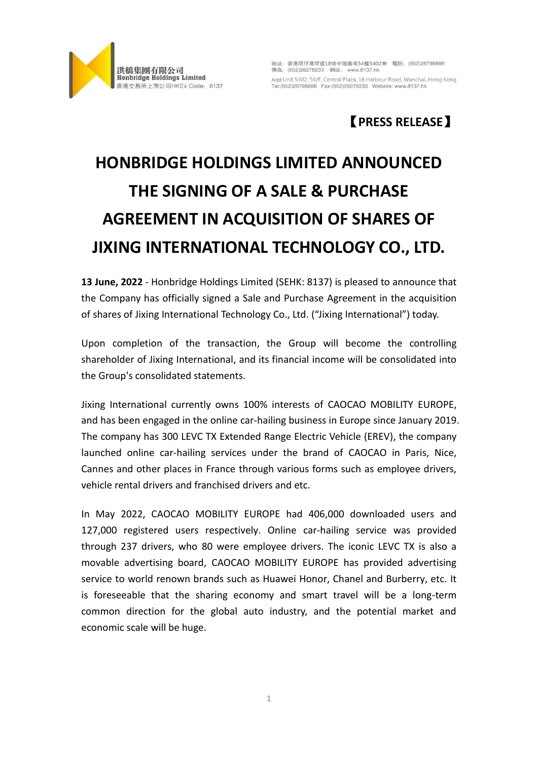洪橋集團有限公司
Honbridge Holdings Limited
香港交易所上市公司HKEx Code: 8137

地址：香港灣仔港灣道18號中環廣場54樓5402室 電話：(852)28798888
傳真：(852)28278233 網址：www.8137.hk
Add:Unit 5402, 54/F, Central Plaza, 18 Harbour Road, Wanchai, Hong Kong
Tel:(852)28798888 Fax:(852)28278233 Website: www.8137.hk

**【PRESS RELEASE】**

# HONBRIDGE HOLDINGS LIMITED ANNOUNCED THE SIGNING OF A SALE & PURCHASE AGREEMENT IN ACQUISITION OF SHARES OF JIXING INTERNATIONAL TECHNOLOGY CO., LTD.

**13 June, 2022** - Honbridge Holdings Limited (SEHK: 8137) is pleased to announce that the Company has officially signed a Sale and Purchase Agreement in the acquisition of shares of Jixing International Technology Co., Ltd. ("Jixing International") today.

Upon completion of the transaction, the Group will become the controlling shareholder of Jixing International, and its financial income will be consolidated into the Group's consolidated statements.

Jixing International currently owns 100% interests of CAOCAO MOBILITY EUROPE, and has been engaged in the online car-hailing business in Europe since January 2019. The company has 300 LEVC TX Extended Range Electric Vehicle (EREV), the company launched online car-hailing services under the brand of CAOCAO in Paris, Nice, Cannes and other places in France through various forms such as employee drivers, vehicle rental drivers and franchised drivers and etc.

In May 2022, CAOCAO MOBILITY EUROPE had 406,000 downloaded users and 127,000 registered users respectively. Online car-hailing service was provided through 237 drivers, who 80 were employee drivers. The iconic LEVC TX is also a movable advertising board, CAOCAO MOBILITY EUROPE has provided advertising service to world renown brands such as Huawei Honor, Chanel and Burberry, etc. It is foreseeable that the sharing economy and smart travel will be a long-term common direction for the global auto industry, and the potential market and economic scale will be huge.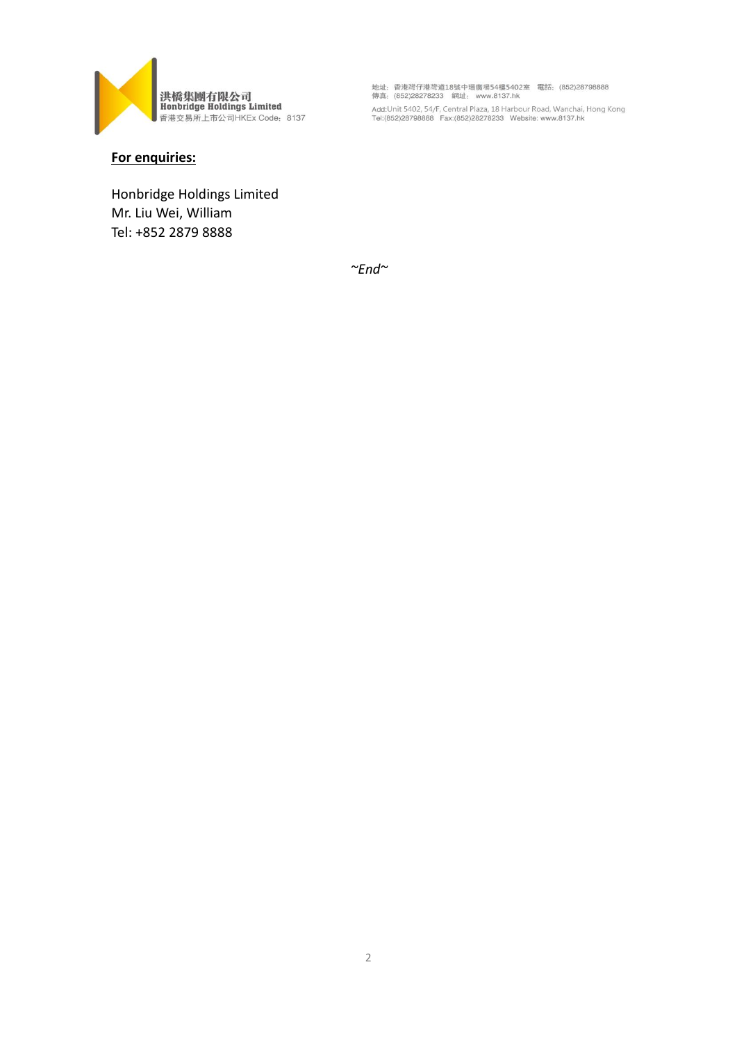**For enquiries:**

Honbridge Holdings Limited
Mr. Liu Wei, William
Tel: +852 2879 8888

*~End~*